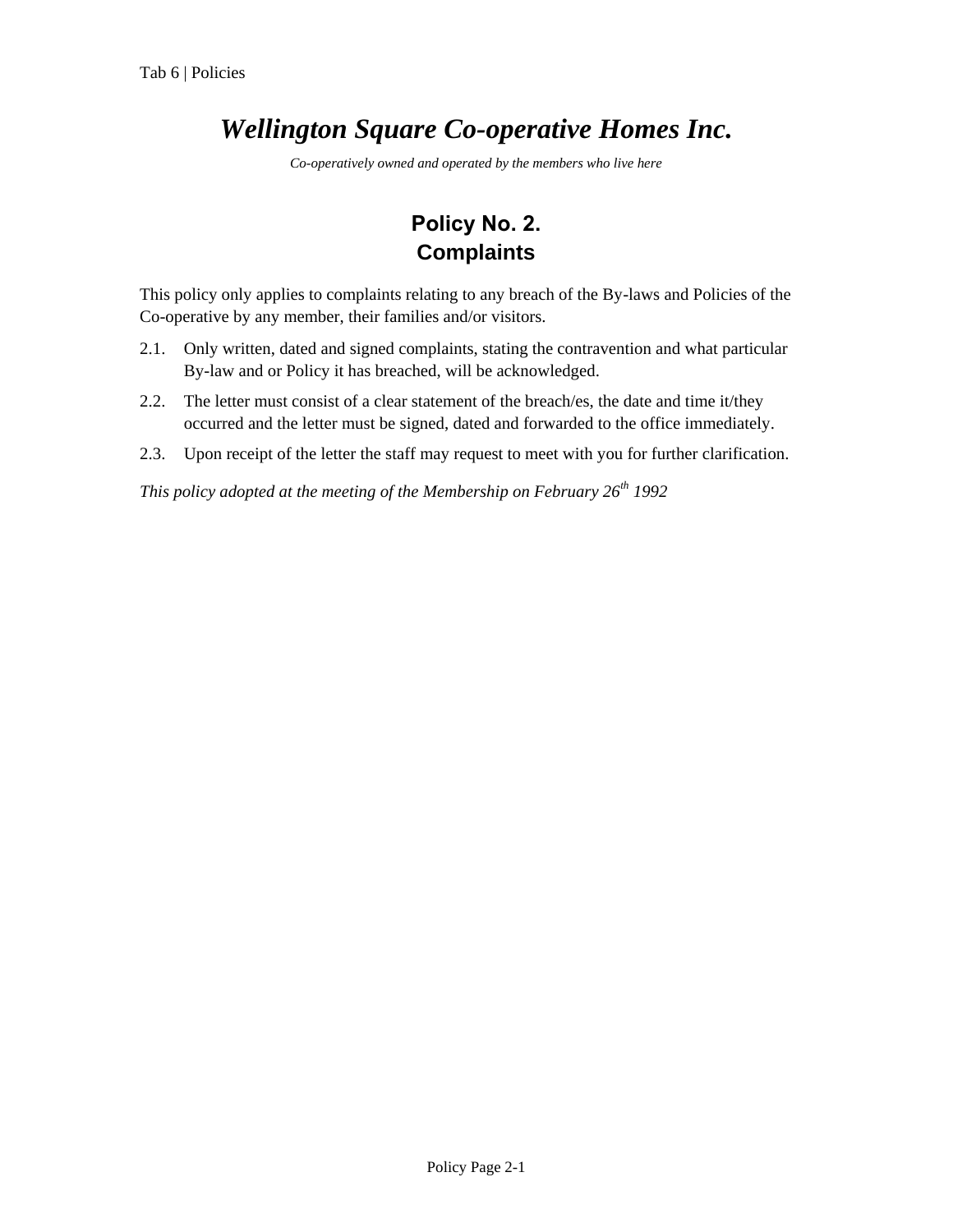# *Wellington Square Co-operative Homes Inc.*

*Co-operatively owned and operated by the members who live here*

## Policy No. 2.
## Complaints

This policy only applies to complaints relating to any breach of the By-laws and Policies of the Co-operative by any member, their families and/or visitors.

2.1. Only written, dated and signed complaints, stating the contravention and what particular By-law and or Policy it has breached, will be acknowledged.

2.2. The letter must consist of a clear statement of the breach/es, the date and time it/they occurred and the letter must be signed, dated and forwarded to the office immediately.

2.3. Upon receipt of the letter the staff may request to meet with you for further clarification.

*This policy adopted at the meeting of the Membership on February 26th 1992*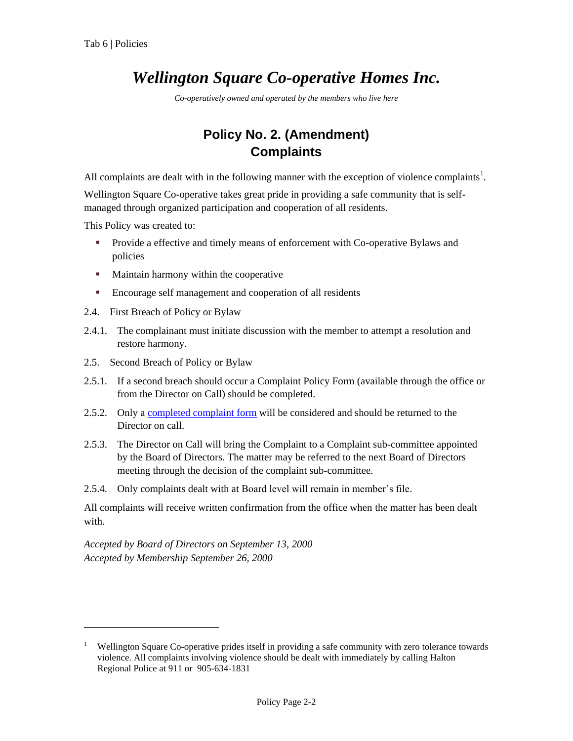# *Wellington Square Co-operative Homes Inc.*

*Co-operatively owned and operated by the members who live here*

## Policy No. 2. (Amendment)
## Complaints

All complaints are dealt with in the following manner with the exception of violence complaints[1].

Wellington Square Co-operative takes great pride in providing a safe community that is self-managed through organized participation and cooperation of all residents.

This Policy was created to:

- Provide a effective and timely means of enforcement with Co-operative Bylaws and policies
- Maintain harmony within the cooperative
- Encourage self management and cooperation of all residents

2.4. First Breach of Policy or Bylaw

2.4.1. The complainant must initiate discussion with the member to attempt a resolution and restore harmony.

2.5. Second Breach of Policy or Bylaw

2.5.1. If a second breach should occur a Complaint Policy Form (available through the office or from the Director on Call) should be completed.

2.5.2. Only a completed complaint form will be considered and should be returned to the Director on call.

2.5.3. The Director on Call will bring the Complaint to a Complaint sub-committee appointed by the Board of Directors. The matter may be referred to the next Board of Directors meeting through the decision of the complaint sub-committee.

2.5.4. Only complaints dealt with at Board level will remain in member's file.

All complaints will receive written confirmation from the office when the matter has been dealt with.

*Accepted by Board of Directors on September 13, 2000*
*Accepted by Membership September 26, 2000*

---

[1] Wellington Square Co-operative prides itself in providing a safe community with zero tolerance towards violence. All complaints involving violence should be dealt with immediately by calling Halton Regional Police at 911 or 905-634-1831